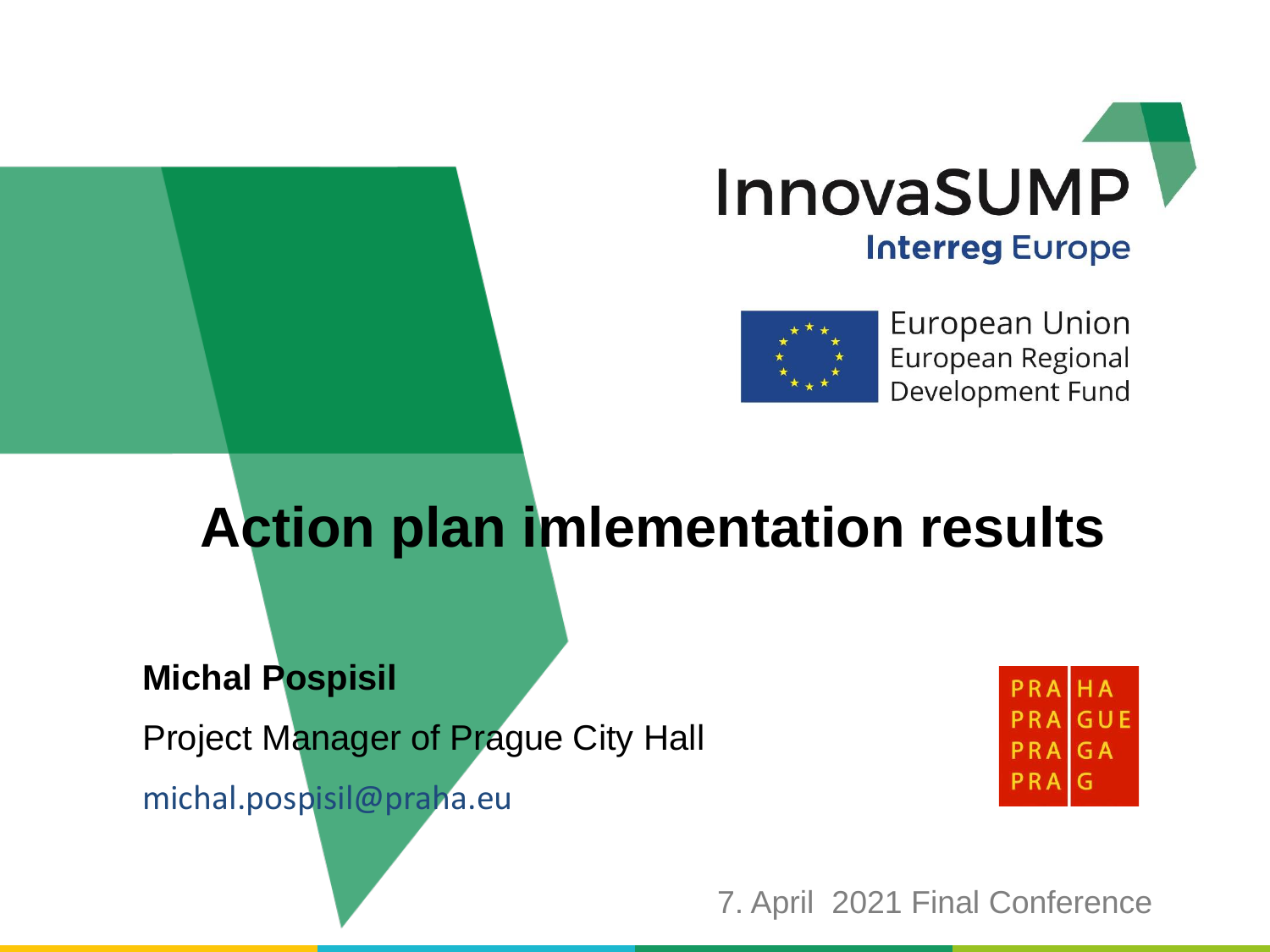InnovaSUMP

Interreg Europe

European Union
European Regional
Development Fund

# Action plan imlementation results

**Michal Pospisil**

Project Manager of Prague City Hall

michal.pospisil@praha.eu

PRA HA
PRA GUE
PRA GA
PRA G

7. April 2021 Final Conference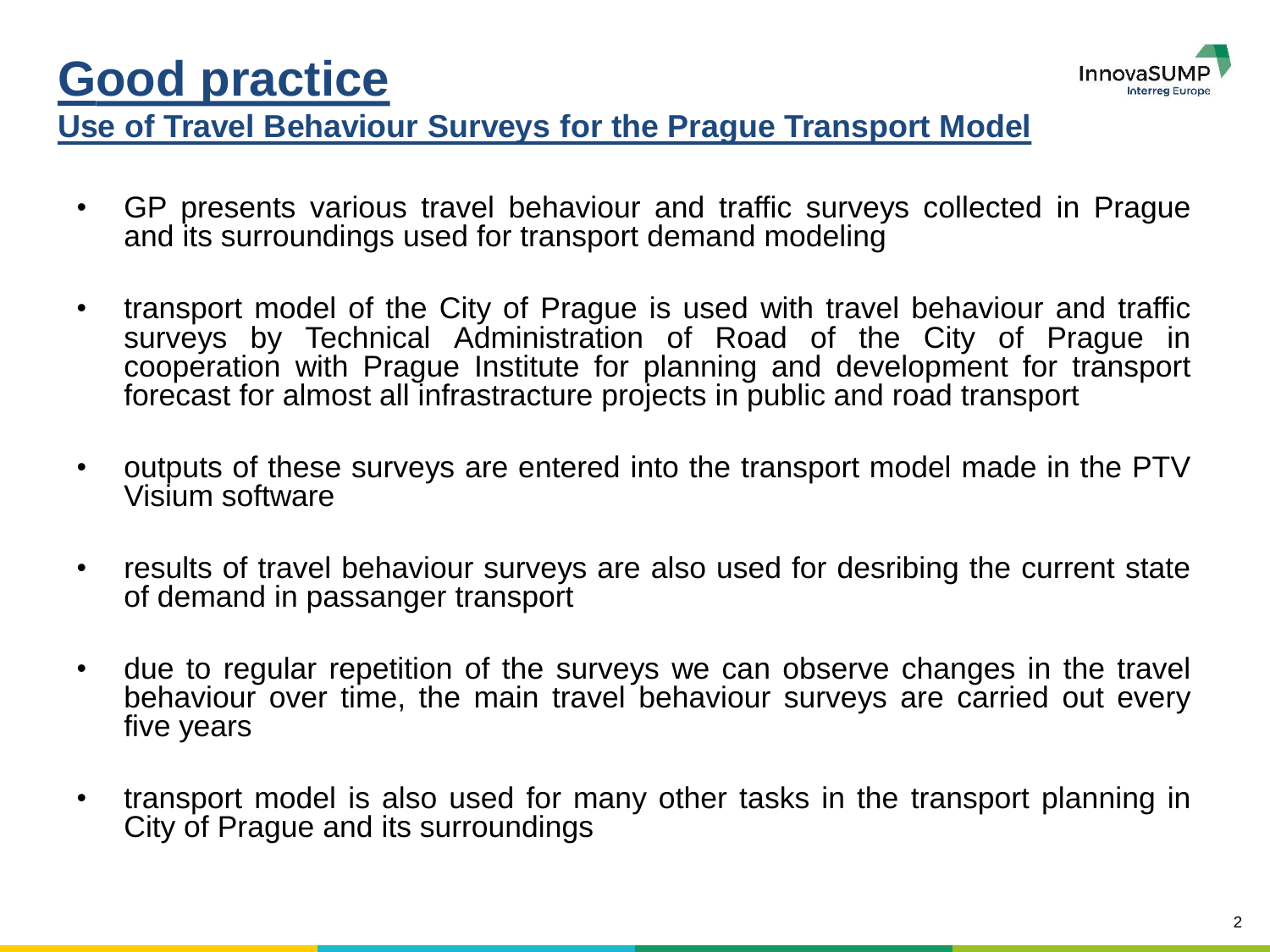# Good practice

## Use of Travel Behaviour Surveys for the Prague Transport Model

- GP presents various travel behaviour and traffic surveys collected in Prague and its surroundings used for transport demand modeling
- transport model of the City of Prague is used with travel behaviour and traffic surveys by Technical Administration of Road of the City of Prague in cooperation with Prague Institute for planning and development for transport forecast for almost all infrastructure projects in public and road transport
- outputs of these surveys are entered into the transport model made in the PTV Visium software
- results of travel behaviour surveys are also used for desribing the current state of demand in passanger transport
- due to regular repetition of the surveys we can observe changes in the travel behaviour over time, the main travel behaviour surveys are carried out every five years
- transport model is also used for many other tasks in the transport planning in City of Prague and its surroundings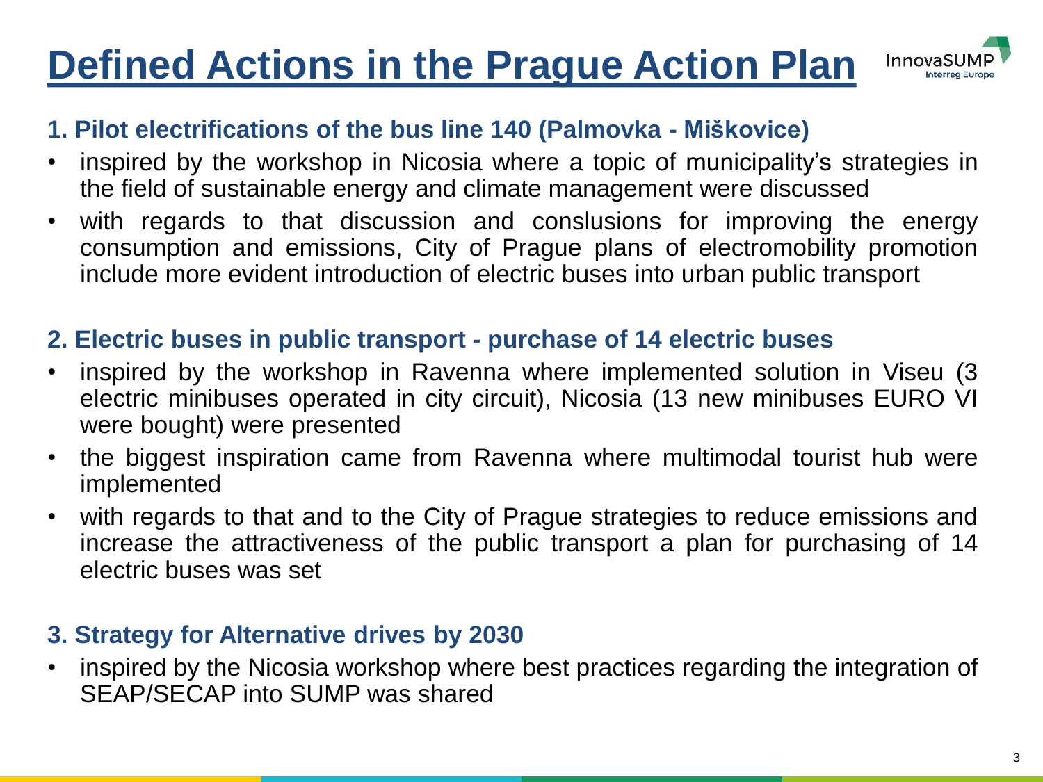# Defined Actions in the Prague Action Plan

### 1. Pilot electrifications of the bus line 140 (Palmovka - Miškovice)

- inspired by the workshop in Nicosia where a topic of municipality's strategies in the field of sustainable energy and climate management were discussed
- with regards to that discussion and conslusions for improving the energy consumption and emissions, City of Prague plans of electromobility promotion include more evident introduction of electric buses into urban public transport

### 2. Electric buses in public transport - purchase of 14 electric buses

- inspired by the workshop in Ravenna where implemented solution in Viseu (3 electric minibuses operated in city circuit), Nicosia (13 new minibuses EURO VI were bought) were presented
- the biggest inspiration came from Ravenna where multimodal tourist hub were implemented
- with regards to that and to the City of Prague strategies to reduce emissions and increase the attractiveness of the public transport a plan for purchasing of 14 electric buses was set

### 3. Strategy for Alternative drives by 2030

- inspired by the Nicosia workshop where best practices regarding the integration of SEAP/SECAP into SUMP was shared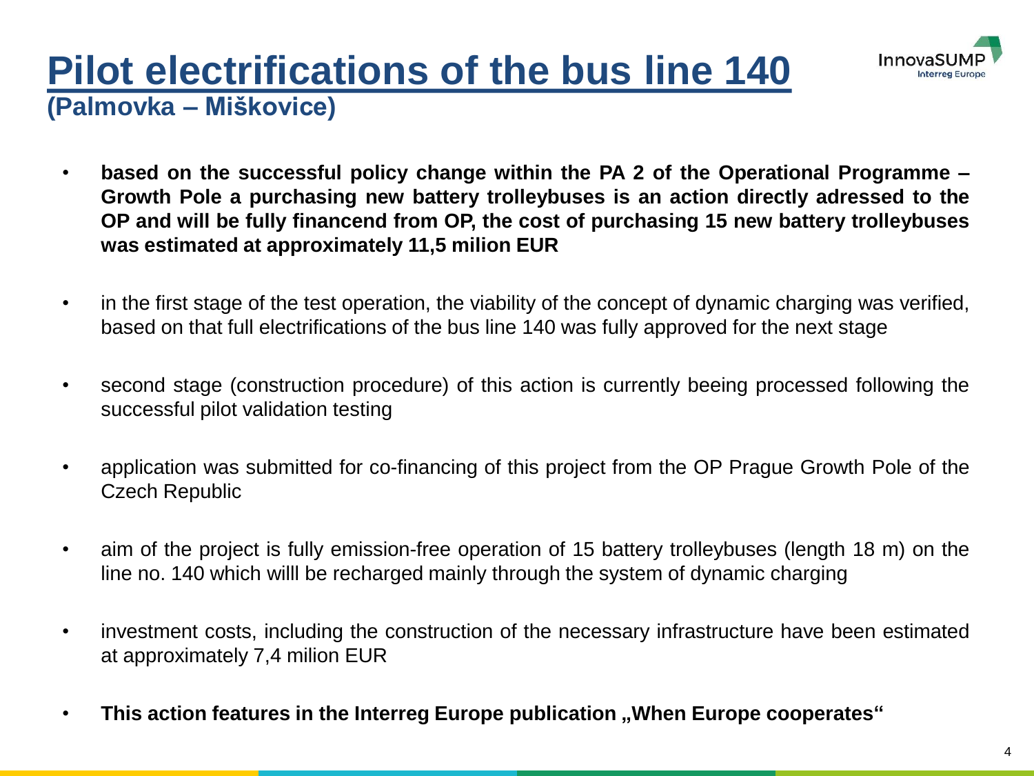# Pilot electrifications of the bus line 140

**(Palmovka – Miškovice)**

- **based on the successful policy change within the PA 2 of the Operational Programme – Growth Pole a purchasing new battery trolleybuses is an action directly adressed to the OP and will be fully financend from OP, the cost of purchasing 15 new battery trolleybuses was estimated at approximately 11,5 milion EUR**
- in the first stage of the test operation, the viability of the concept of dynamic charging was verified, based on that full electrifications of the bus line 140 was fully approved for the next stage
- second stage (construction procedure) of this action is currently beeing processed following the successful pilot validation testing
- application was submitted for co-financing of this project from the OP Prague Growth Pole of the Czech Republic
- aim of the project is fully emission-free operation of 15 battery trolleybuses (length 18 m) on the line no. 140 which willl be recharged mainly through the system of dynamic charging
- investment costs, including the construction of the necessary infrastructure have been estimated at approximately 7,4 milion EUR
- **This action features in the Interreg Europe publication „When Europe cooperates“**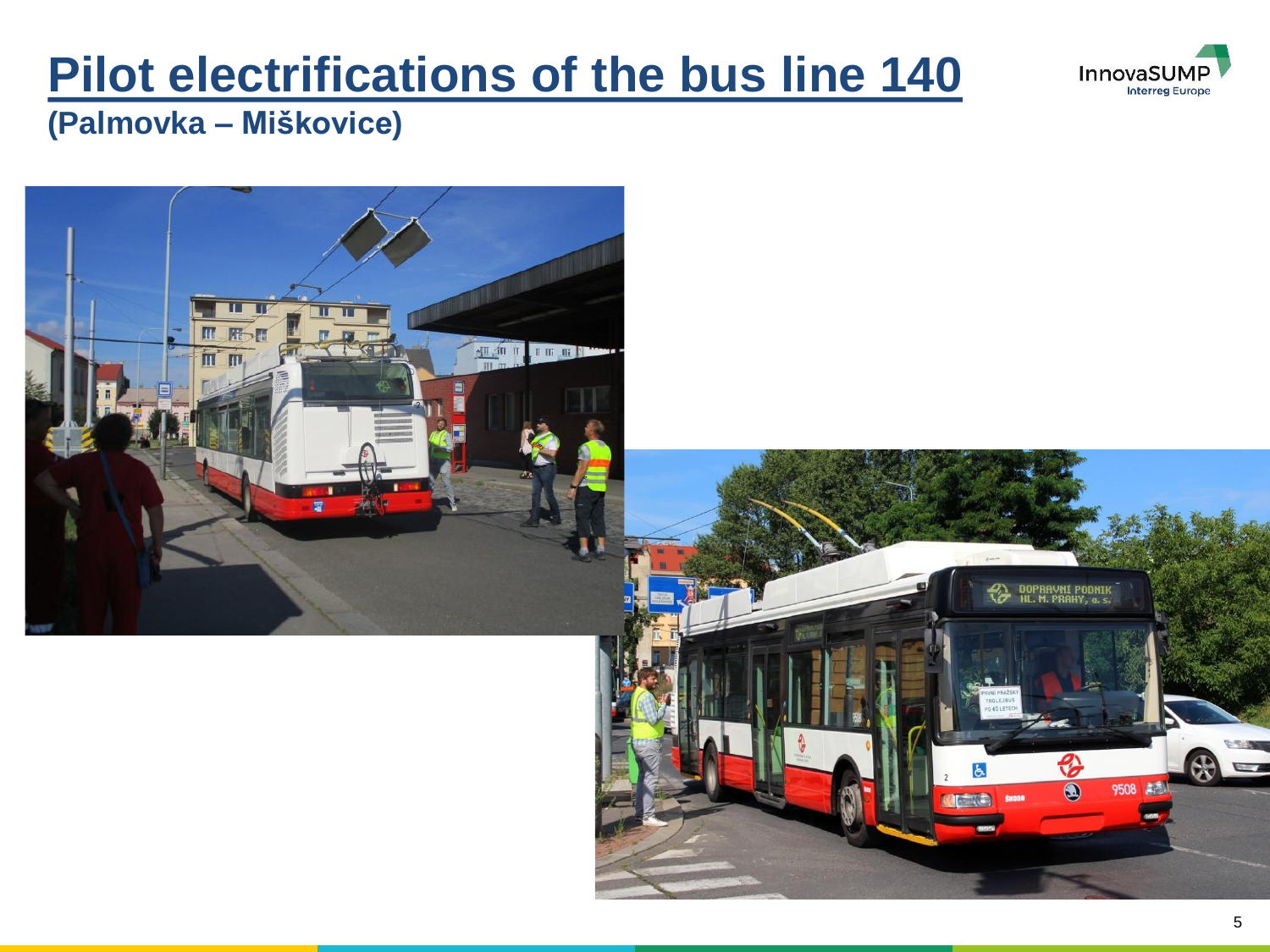# Pilot electrifications of the bus line 140

## (Palmovka – Miškovice)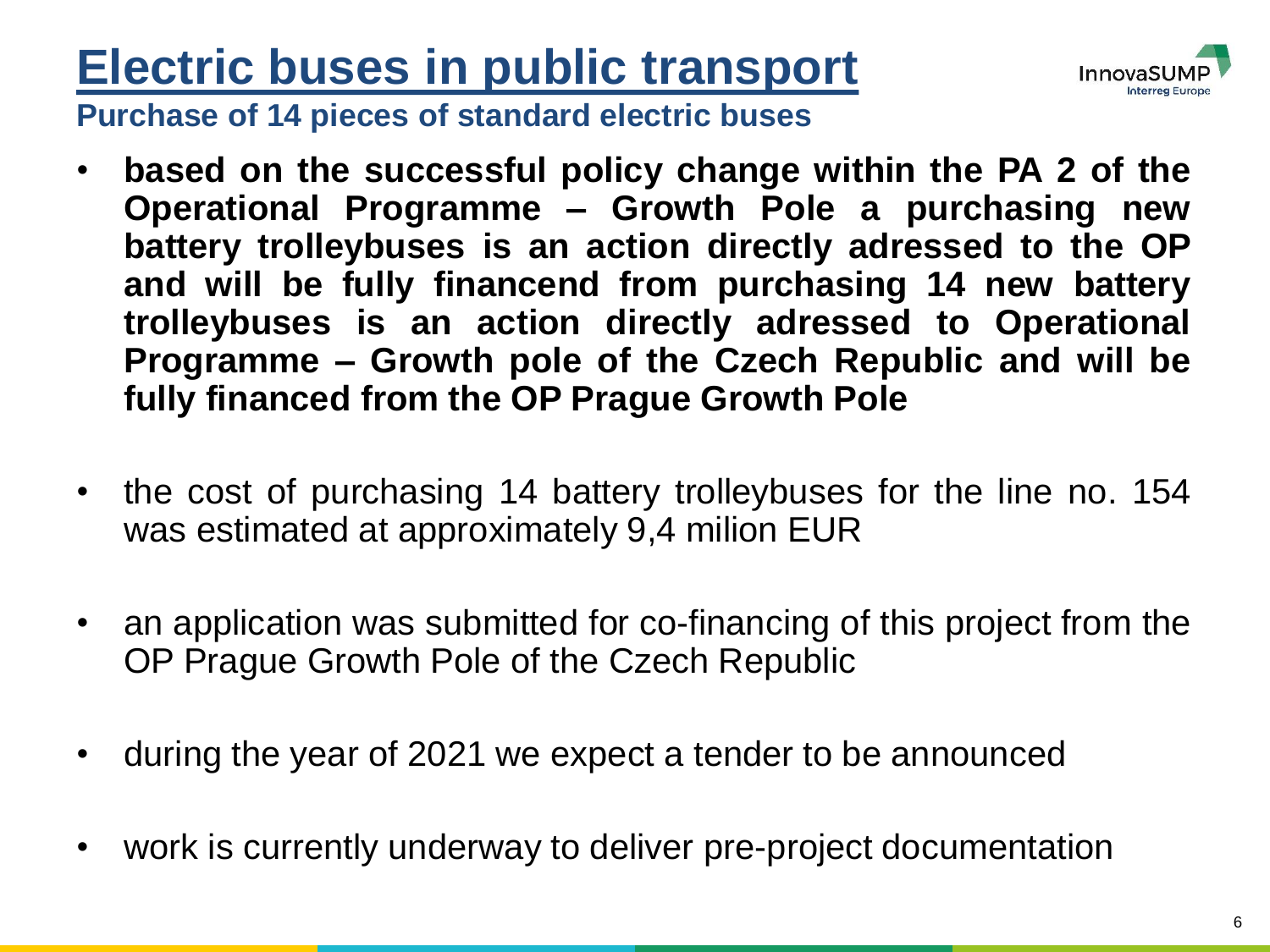# Electric buses in public transport

## Purchase of 14 pieces of standard electric buses

- **based on the successful policy change within the PA 2 of the Operational Programme – Growth Pole a purchasing new battery trolleybuses is an action directly adressed to the OP and will be fully financend from purchasing 14 new battery trolleybuses is an action directly adressed to Operational Programme – Growth pole of the Czech Republic and will be fully financed from the OP Prague Growth Pole**

- the cost of purchasing 14 battery trolleybuses for the line no. 154 was estimated at approximately 9,4 milion EUR

- an application was submitted for co-financing of this project from the OP Prague Growth Pole of the Czech Republic

- during the year of 2021 we expect a tender to be announced

- work is currently underway to deliver pre-project documentation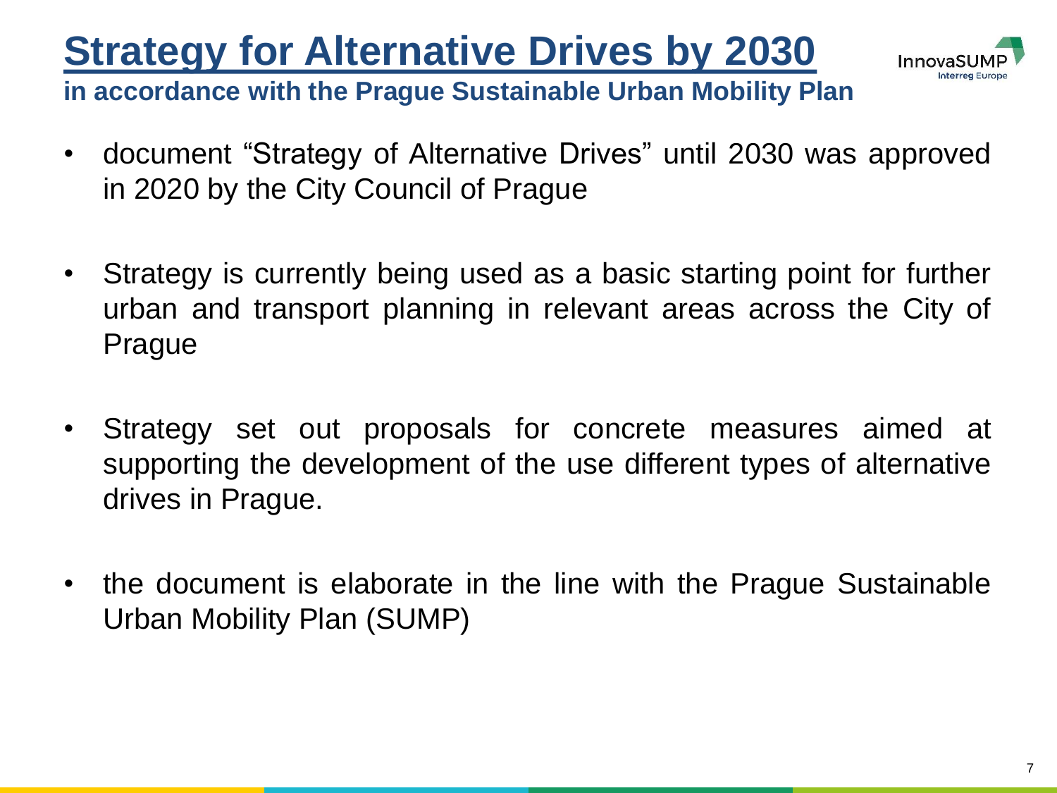# Strategy for Alternative Drives by 2030

**in accordance with the Prague Sustainable Urban Mobility Plan**

- document "Strategy of Alternative Drives" until 2030 was approved in 2020 by the City Council of Prague
- Strategy is currently being used as a basic starting point for further urban and transport planning in relevant areas across the City of Prague
- Strategy set out proposals for concrete measures aimed at supporting the development of the use different types of alternative drives in Prague.
- the document is elaborate in the line with the Prague Sustainable Urban Mobility Plan (SUMP)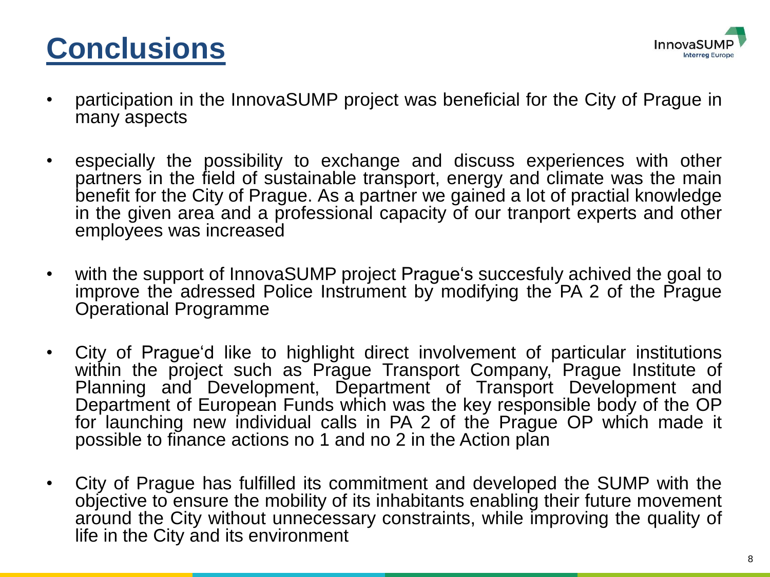# Conclusions

- participation in the InnovaSUMP project was beneficial for the City of Prague in many aspects
- especially the possibility to exchange and discuss experiences with other partners in the field of sustainable transport, energy and climate was the main benefit for the City of Prague. As a partner we gained a lot of practial knowledge in the given area and a professional capacity of our tranport experts and other employees was increased
- with the support of InnovaSUMP project Prague‘s succesfuly achived the goal to improve the adressed Police Instrument by modifying the PA 2 of the Prague Operational Programme
- City of Prague‘d like to highlight direct involvement of particular institutions within the project such as Prague Transport Company, Prague Institute of Planning and Development, Department of Transport Development and Department of European Funds which was the key responsible body of the OP for launching new individual calls in PA 2 of the Prague OP which made it possible to finance actions no 1 and no 2 in the Action plan
- City of Prague has fulfilled its commitment and developed the SUMP with the objective to ensure the mobility of its inhabitants enabling their future movement around the City without unnecessary constraints, while improving the quality of life in the City and its environment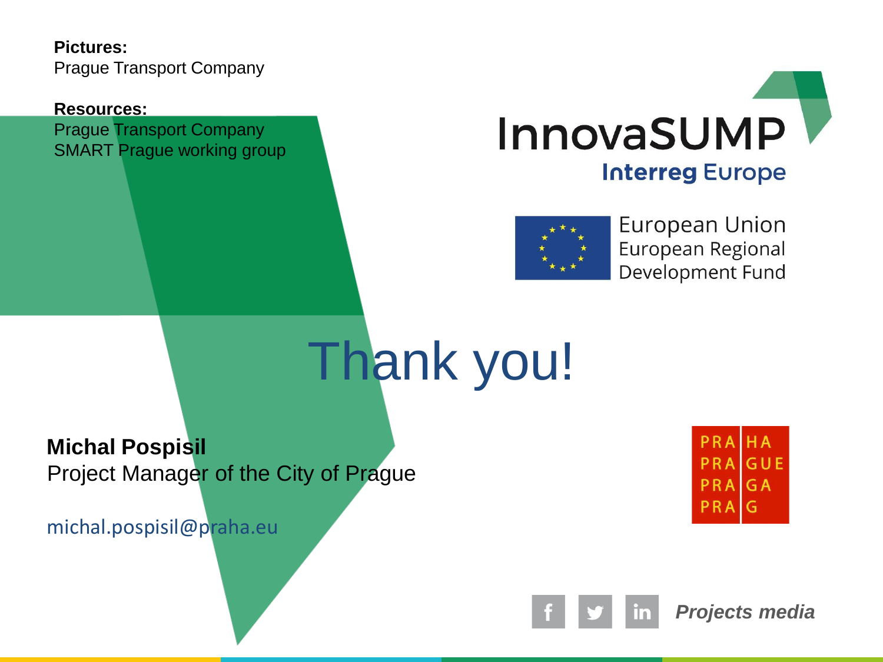**Pictures:**
Prague Transport Company

**Resources:**
Prague Transport Company
SMART Prague working group

InnovaSUMP
Interreg Europe

European Union
European Regional Development Fund

# Thank you!

**Michal Pospisil**
Project Manager of the City of Prague

michal.pospisil@praha.eu

PRAHA
PRAGUE
PRAGA
PRAG

*Projects media*